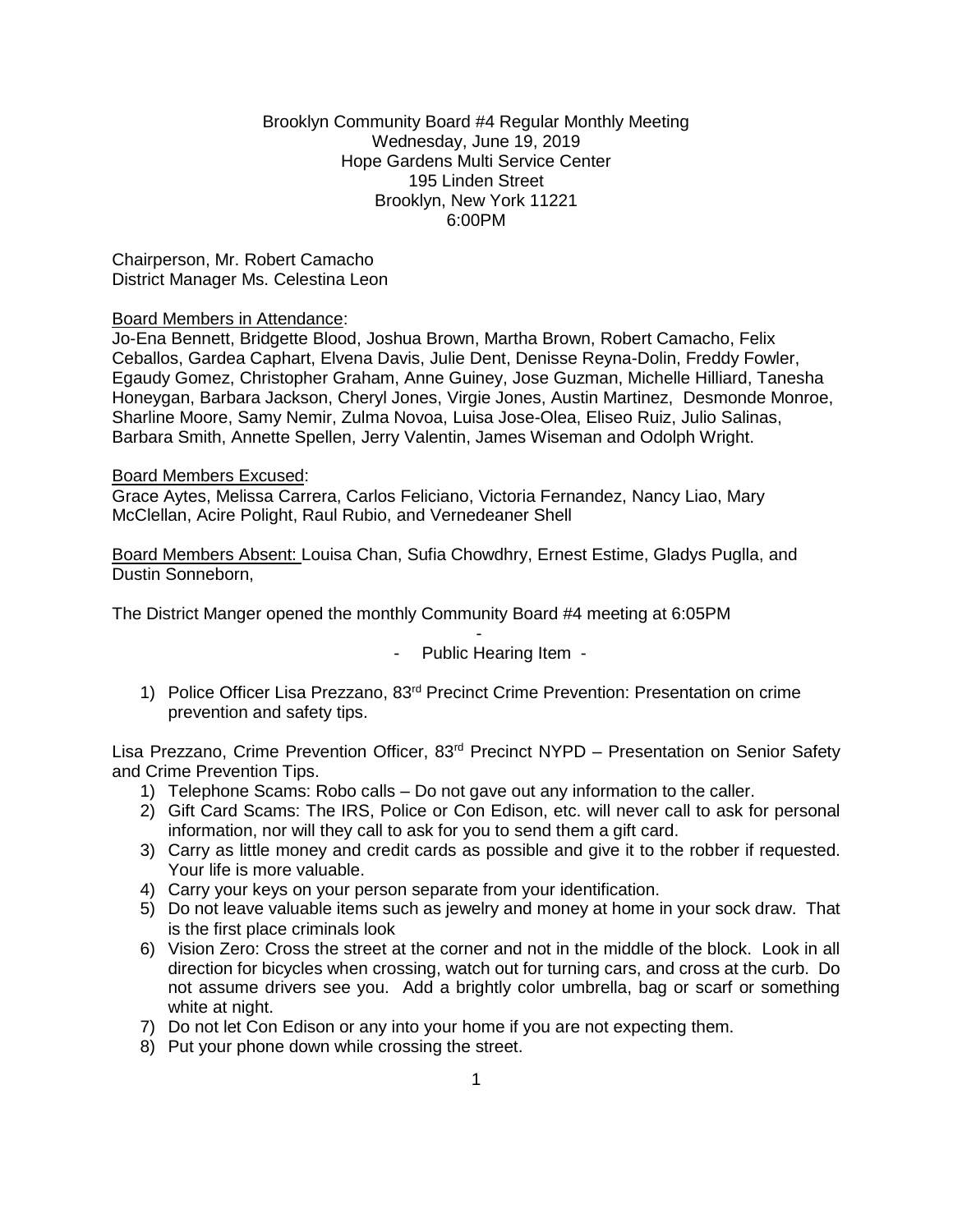Brooklyn Community Board #4 Regular Monthly Meeting
Wednesday, June 19, 2019
Hope Gardens Multi Service Center
195 Linden Street
Brooklyn, New York 11221
6:00PM

Chairperson, Mr. Robert Camacho
District Manager Ms. Celestina Leon

Board Members in Attendance:
Jo-Ena Bennett, Bridgette Blood, Joshua Brown, Martha Brown, Robert Camacho, Felix Ceballos, Gardea Caphart, Elvena Davis, Julie Dent, Denisse Reyna-Dolin, Freddy Fowler, Egaudy Gomez, Christopher Graham, Anne Guiney, Jose Guzman, Michelle Hilliard, Tanesha Honeygan, Barbara Jackson, Cheryl Jones, Virgie Jones, Austin Martinez, Desmonde Monroe, Sharline Moore, Samy Nemir, Zulma Novoa, Luisa Jose-Olea, Eliseo Ruiz, Julio Salinas, Barbara Smith, Annette Spellen, Jerry Valentin, James Wiseman and Odolph Wright.

Board Members Excused:
Grace Aytes, Melissa Carrera, Carlos Feliciano, Victoria Fernandez, Nancy Liao, Mary McClellan, Acire Polight, Raul Rubio, and Vernedeaner Shell

Board Members Absent: Louisa Chan, Sufia Chowdhry, Ernest Estime, Gladys Puglla, and Dustin Sonneborn,

The District Manger opened the monthly Community Board #4 meeting at 6:05PM

\-

\- Public Hearing Item -

1) Police Officer Lisa Prezzano, 83rd Precinct Crime Prevention: Presentation on crime prevention and safety tips.

Lisa Prezzano, Crime Prevention Officer, 83rd Precinct NYPD – Presentation on Senior Safety and Crime Prevention Tips.

1) Telephone Scams: Robo calls – Do not gave out any information to the caller.
2) Gift Card Scams: The IRS, Police or Con Edison, etc. will never call to ask for personal information, nor will they call to ask for you to send them a gift card.
3) Carry as little money and credit cards as possible and give it to the robber if requested. Your life is more valuable.
4) Carry your keys on your person separate from your identification.
5) Do not leave valuable items such as jewelry and money at home in your sock draw. That is the first place criminals look
6) Vision Zero: Cross the street at the corner and not in the middle of the block. Look in all direction for bicycles when crossing, watch out for turning cars, and cross at the curb. Do not assume drivers see you. Add a brightly color umbrella, bag or scarf or something white at night.
7) Do not let Con Edison or any into your home if you are not expecting them.
8) Put your phone down while crossing the street.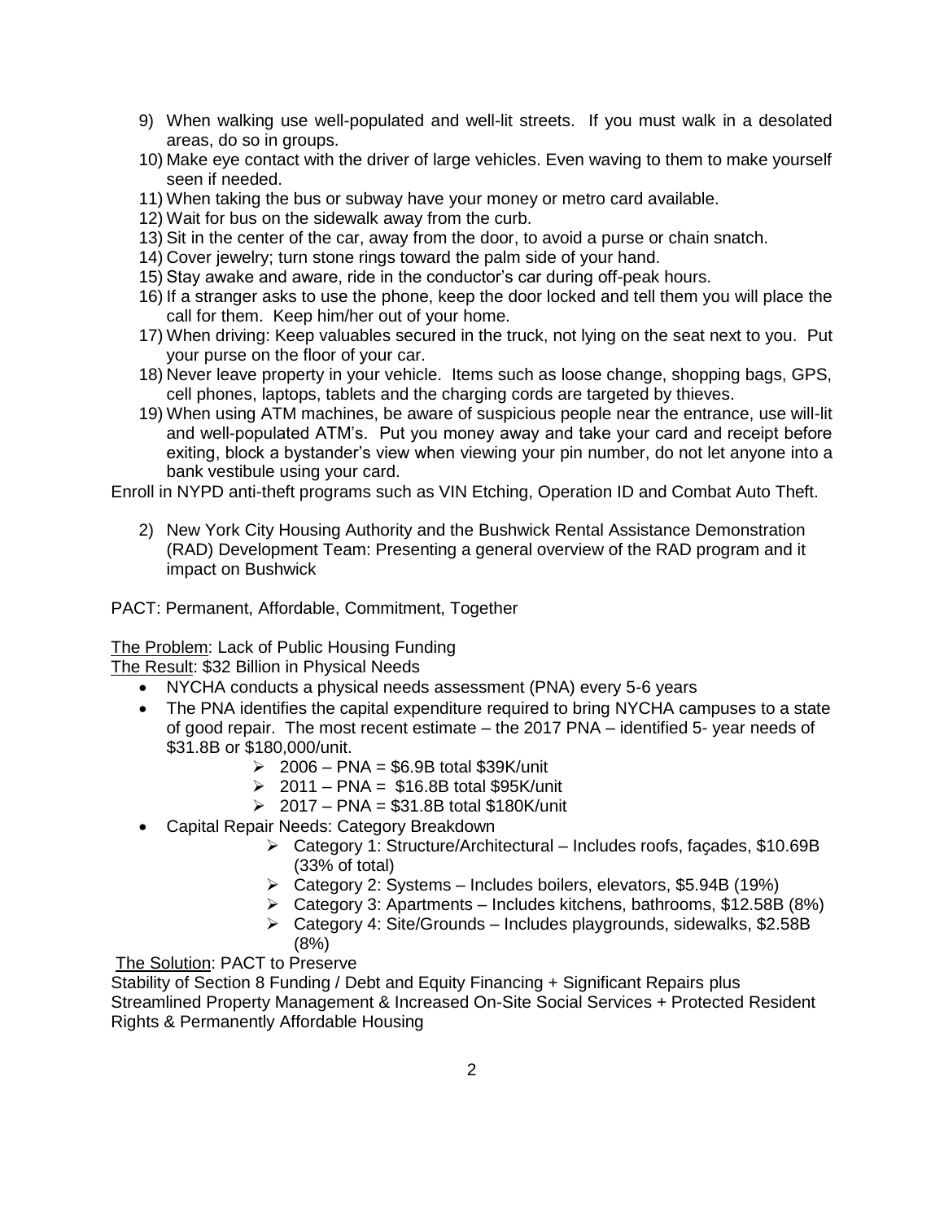9) When walking use well-populated and well-lit streets. If you must walk in a desolated areas, do so in groups.
10) Make eye contact with the driver of large vehicles. Even waving to them to make yourself seen if needed.
11) When taking the bus or subway have your money or metro card available.
12) Wait for bus on the sidewalk away from the curb.
13) Sit in the center of the car, away from the door, to avoid a purse or chain snatch.
14) Cover jewelry; turn stone rings toward the palm side of your hand.
15) Stay awake and aware, ride in the conductor's car during off-peak hours.
16) If a stranger asks to use the phone, keep the door locked and tell them you will place the call for them. Keep him/her out of your home.
17) When driving: Keep valuables secured in the truck, not lying on the seat next to you. Put your purse on the floor of your car.
18) Never leave property in your vehicle. Items such as loose change, shopping bags, GPS, cell phones, laptops, tablets and the charging cords are targeted by thieves.
19) When using ATM machines, be aware of suspicious people near the entrance, use will-lit and well-populated ATM's. Put you money away and take your card and receipt before exiting, block a bystander's view when viewing your pin number, do not let anyone into a bank vestibule using your card.

Enroll in NYPD anti-theft programs such as VIN Etching, Operation ID and Combat Auto Theft.

2) New York City Housing Authority and the Bushwick Rental Assistance Demonstration (RAD) Development Team: Presenting a general overview of the RAD program and it impact on Bushwick

PACT: Permanent, Affordable, Commitment, Together

<u>The Problem</u>: Lack of Public Housing Funding
<u>The Result</u>: $32 Billion in Physical Needs

- NYCHA conducts a physical needs assessment (PNA) every 5-6 years
- The PNA identifies the capital expenditure required to bring NYCHA campuses to a state of good repair. The most recent estimate – the 2017 PNA – identified 5- year needs of $31.8B or $180,000/unit.
  - 2006 – PNA = $6.9B total $39K/unit
  - 2011 – PNA = $16.8B total $95K/unit
  - 2017 – PNA = $31.8B total $180K/unit
- Capital Repair Needs: Category Breakdown
  - Category 1: Structure/Architectural – Includes roofs, façades, $10.69B (33% of total)
  - Category 2: Systems – Includes boilers, elevators, $5.94B (19%)
  - Category 3: Apartments – Includes kitchens, bathrooms, $12.58B (8%)
  - Category 4: Site/Grounds – Includes playgrounds, sidewalks, $2.58B (8%)

<u>The Solution</u>: PACT to Preserve
Stability of Section 8 Funding / Debt and Equity Financing + Significant Repairs plus Streamlined Property Management & Increased On-Site Social Services + Protected Resident Rights & Permanently Affordable Housing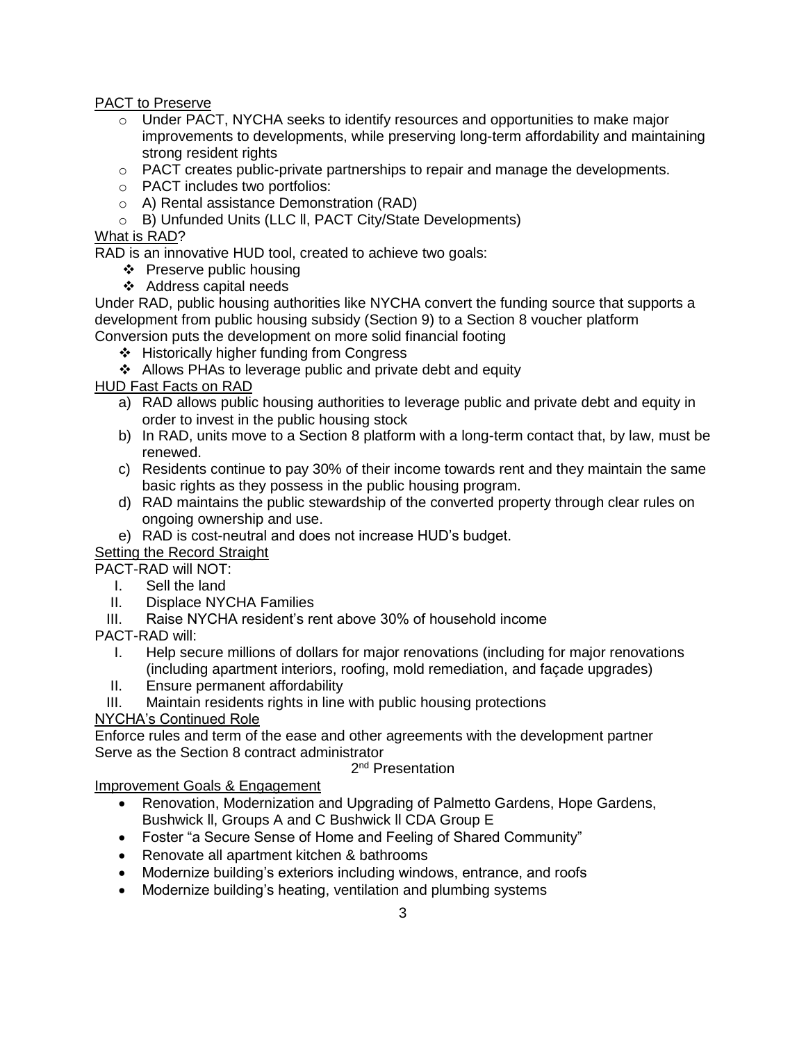PACT to Preserve

- Under PACT, NYCHA seeks to identify resources and opportunities to make major improvements to developments, while preserving long-term affordability and maintaining strong resident rights
- PACT creates public-private partnerships to repair and manage the developments.
- PACT includes two portfolios:
- A) Rental assistance Demonstration (RAD)
- B) Unfunded Units (LLC ll, PACT City/State Developments)

What is RAD?

RAD is an innovative HUD tool, created to achieve two goals:

- Preserve public housing
- Address capital needs

Under RAD, public housing authorities like NYCHA convert the funding source that supports a development from public housing subsidy (Section 9) to a Section 8 voucher platform

Conversion puts the development on more solid financial footing

- Historically higher funding from Congress
- Allows PHAs to leverage public and private debt and equity

HUD Fast Facts on RAD

a) RAD allows public housing authorities to leverage public and private debt and equity in order to invest in the public housing stock
b) In RAD, units move to a Section 8 platform with a long-term contact that, by law, must be renewed.
c) Residents continue to pay 30% of their income towards rent and they maintain the same basic rights as they possess in the public housing program.
d) RAD maintains the public stewardship of the converted property through clear rules on ongoing ownership and use.
e) RAD is cost-neutral and does not increase HUD's budget.

Setting the Record Straight

PACT-RAD will NOT:

I. Sell the land
II. Displace NYCHA Families
III. Raise NYCHA resident's rent above 30% of household income

PACT-RAD will:

I. Help secure millions of dollars for major renovations (including for major renovations (including apartment interiors, roofing, mold remediation, and façade upgrades)
II. Ensure permanent affordability
III. Maintain residents rights in line with public housing protections

NYCHA's Continued Role

Enforce rules and term of the ease and other agreements with the development partner

Serve as the Section 8 contract administrator

2nd Presentation

Improvement Goals & Engagement

- Renovation, Modernization and Upgrading of Palmetto Gardens, Hope Gardens, Bushwick ll, Groups A and C Bushwick ll CDA Group E
- Foster "a Secure Sense of Home and Feeling of Shared Community"
- Renovate all apartment kitchen & bathrooms
- Modernize building's exteriors including windows, entrance, and roofs
- Modernize building's heating, ventilation and plumbing systems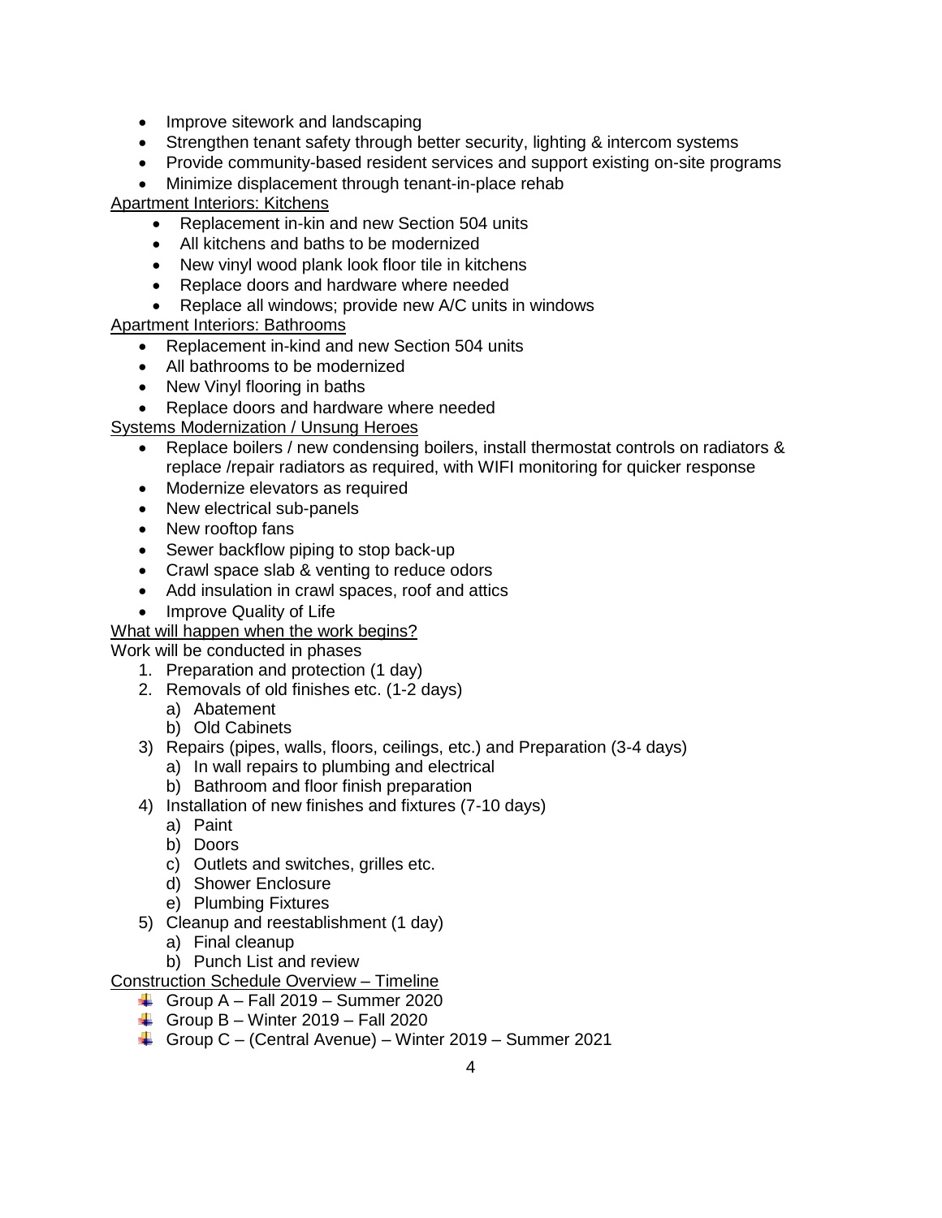- Improve sitework and landscaping
- Strengthen tenant safety through better security, lighting & intercom systems
- Provide community-based resident services and support existing on-site programs
- Minimize displacement through tenant-in-place rehab

<u>Apartment Interiors: Kitchens</u>

- Replacement in-kin and new Section 504 units
- All kitchens and baths to be modernized
- New vinyl wood plank look floor tile in kitchens
- Replace doors and hardware where needed
- Replace all windows; provide new A/C units in windows

<u>Apartment Interiors: Bathrooms</u>

- Replacement in-kind and new Section 504 units
- All bathrooms to be modernized
- New Vinyl flooring in baths
- Replace doors and hardware where needed

<u>Systems Modernization / Unsung Heroes</u>

- Replace boilers / new condensing boilers, install thermostat controls on radiators & replace /repair radiators as required, with WIFI monitoring for quicker response
- Modernize elevators as required
- New electrical sub-panels
- New rooftop fans
- Sewer backflow piping to stop back-up
- Crawl space slab & venting to reduce odors
- Add insulation in crawl spaces, roof and attics
- Improve Quality of Life

<u>What will happen when the work begins?</u>

Work will be conducted in phases

1. Preparation and protection (1 day)
2. Removals of old finishes etc. (1-2 days)
   a) Abatement
   b) Old Cabinets
3) Repairs (pipes, walls, floors, ceilings, etc.) and Preparation (3-4 days)
   a) In wall repairs to plumbing and electrical
   b) Bathroom and floor finish preparation
4) Installation of new finishes and fixtures (7-10 days)
   a) Paint
   b) Doors
   c) Outlets and switches, grilles etc.
   d) Shower Enclosure
   e) Plumbing Fixtures
5) Cleanup and reestablishment (1 day)
   a) Final cleanup
   b) Punch List and review

<u>Construction Schedule Overview – Timeline</u>

- Group A – Fall 2019 – Summer 2020
- Group B – Winter 2019 – Fall 2020
- Group C – (Central Avenue) – Winter 2019 – Summer 2021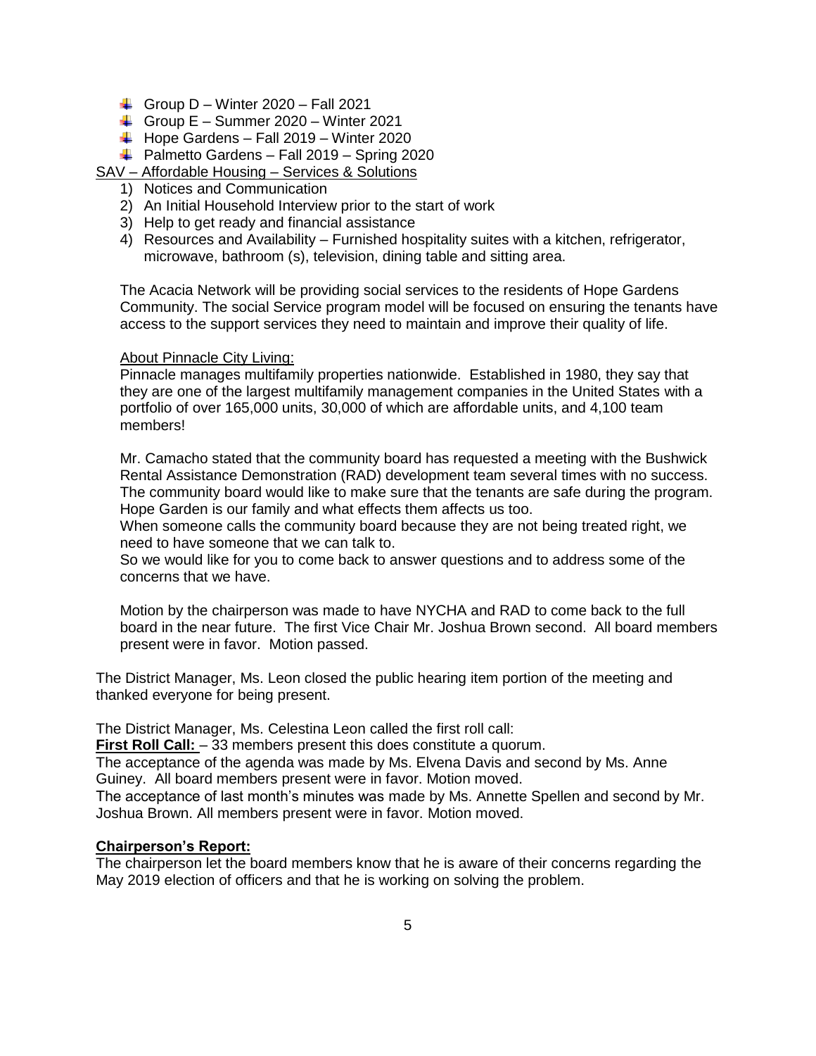- Group D – Winter 2020 – Fall 2021
- Group E – Summer 2020 – Winter 2021
- Hope Gardens – Fall 2019 – Winter 2020
- Palmetto Gardens – Fall 2019 – Spring 2020

SAV – Affordable Housing – Services & Solutions

1) Notices and Communication
2) An Initial Household Interview prior to the start of work
3) Help to get ready and financial assistance
4) Resources and Availability – Furnished hospitality suites with a kitchen, refrigerator, microwave, bathroom (s), television, dining table and sitting area.

The Acacia Network will be providing social services to the residents of Hope Gardens Community. The social Service program model will be focused on ensuring the tenants have access to the support services they need to maintain and improve their quality of life.

About Pinnacle City Living:

Pinnacle manages multifamily properties nationwide. Established in 1980, they say that they are one of the largest multifamily management companies in the United States with a portfolio of over 165,000 units, 30,000 of which are affordable units, and 4,100 team members!

Mr. Camacho stated that the community board has requested a meeting with the Bushwick Rental Assistance Demonstration (RAD) development team several times with no success. The community board would like to make sure that the tenants are safe during the program. Hope Garden is our family and what effects them affects us too.

When someone calls the community board because they are not being treated right, we need to have someone that we can talk to.

So we would like for you to come back to answer questions and to address some of the concerns that we have.

Motion by the chairperson was made to have NYCHA and RAD to come back to the full board in the near future. The first Vice Chair Mr. Joshua Brown second. All board members present were in favor. Motion passed.

The District Manager, Ms. Leon closed the public hearing item portion of the meeting and thanked everyone for being present.

The District Manager, Ms. Celestina Leon called the first roll call:

**First Roll Call:** – 33 members present this does constitute a quorum.

The acceptance of the agenda was made by Ms. Elvena Davis and second by Ms. Anne Guiney. All board members present were in favor. Motion moved.

The acceptance of last month's minutes was made by Ms. Annette Spellen and second by Mr. Joshua Brown. All members present were in favor. Motion moved.

**Chairperson's Report:**

The chairperson let the board members know that he is aware of their concerns regarding the May 2019 election of officers and that he is working on solving the problem.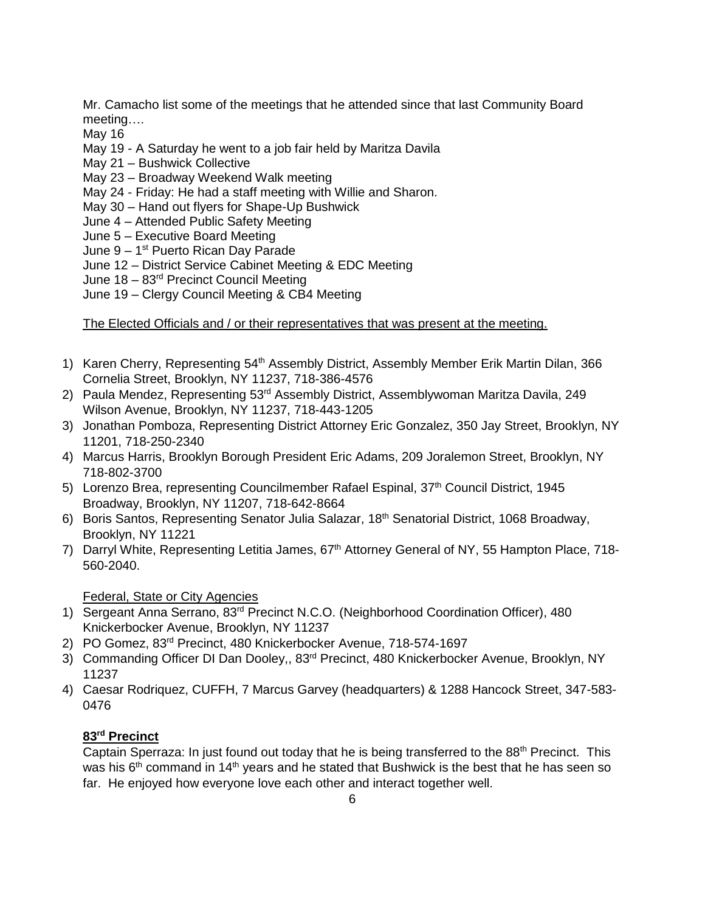Mr. Camacho list some of the meetings that he attended since that last Community Board meeting….

May 16
May 19 - A Saturday he went to a job fair held by Maritza Davila
May 21 – Bushwick Collective
May 23 – Broadway Weekend Walk meeting
May 24 - Friday: He had a staff meeting with Willie and Sharon.
May 30 – Hand out flyers for Shape-Up Bushwick
June 4 – Attended Public Safety Meeting
June 5 – Executive Board Meeting
June 9 – 1st Puerto Rican Day Parade
June 12 – District Service Cabinet Meeting & EDC Meeting
June 18 – 83rd Precinct Council Meeting
June 19 – Clergy Council Meeting & CB4 Meeting

<u>The Elected Officials and / or their representatives that was present at the meeting.</u>

1) Karen Cherry, Representing 54th Assembly District, Assembly Member Erik Martin Dilan, 366 Cornelia Street, Brooklyn, NY 11237, 718-386-4576
2) Paula Mendez, Representing 53rd Assembly District, Assemblywoman Maritza Davila, 249 Wilson Avenue, Brooklyn, NY 11237, 718-443-1205
3) Jonathan Pomboza, Representing District Attorney Eric Gonzalez, 350 Jay Street, Brooklyn, NY 11201, 718-250-2340
4) Marcus Harris, Brooklyn Borough President Eric Adams, 209 Joralemon Street, Brooklyn, NY 718-802-3700
5) Lorenzo Brea, representing Councilmember Rafael Espinal, 37th Council District, 1945 Broadway, Brooklyn, NY 11207, 718-642-8664
6) Boris Santos, Representing Senator Julia Salazar, 18th Senatorial District, 1068 Broadway, Brooklyn, NY 11221
7) Darryl White, Representing Letitia James, 67th Attorney General of NY, 55 Hampton Place, 718-560-2040.

<u>Federal, State or City Agencies</u>

1) Sergeant Anna Serrano, 83rd Precinct N.C.O. (Neighborhood Coordination Officer), 480 Knickerbocker Avenue, Brooklyn, NY 11237
2) PO Gomez, 83rd Precinct, 480 Knickerbocker Avenue, 718-574-1697
3) Commanding Officer DI Dan Dooley,, 83rd Precinct, 480 Knickerbocker Avenue, Brooklyn, NY 11237
4) Caesar Rodriquez, CUFFH, 7 Marcus Garvey (headquarters) & 1288 Hancock Street, 347-583-0476

**<u>83rd Precinct</u>**

Captain Sperraza: In just found out today that he is being transferred to the 88th Precinct. This was his 6th command in 14th years and he stated that Bushwick is the best that he has seen so far. He enjoyed how everyone love each other and interact together well.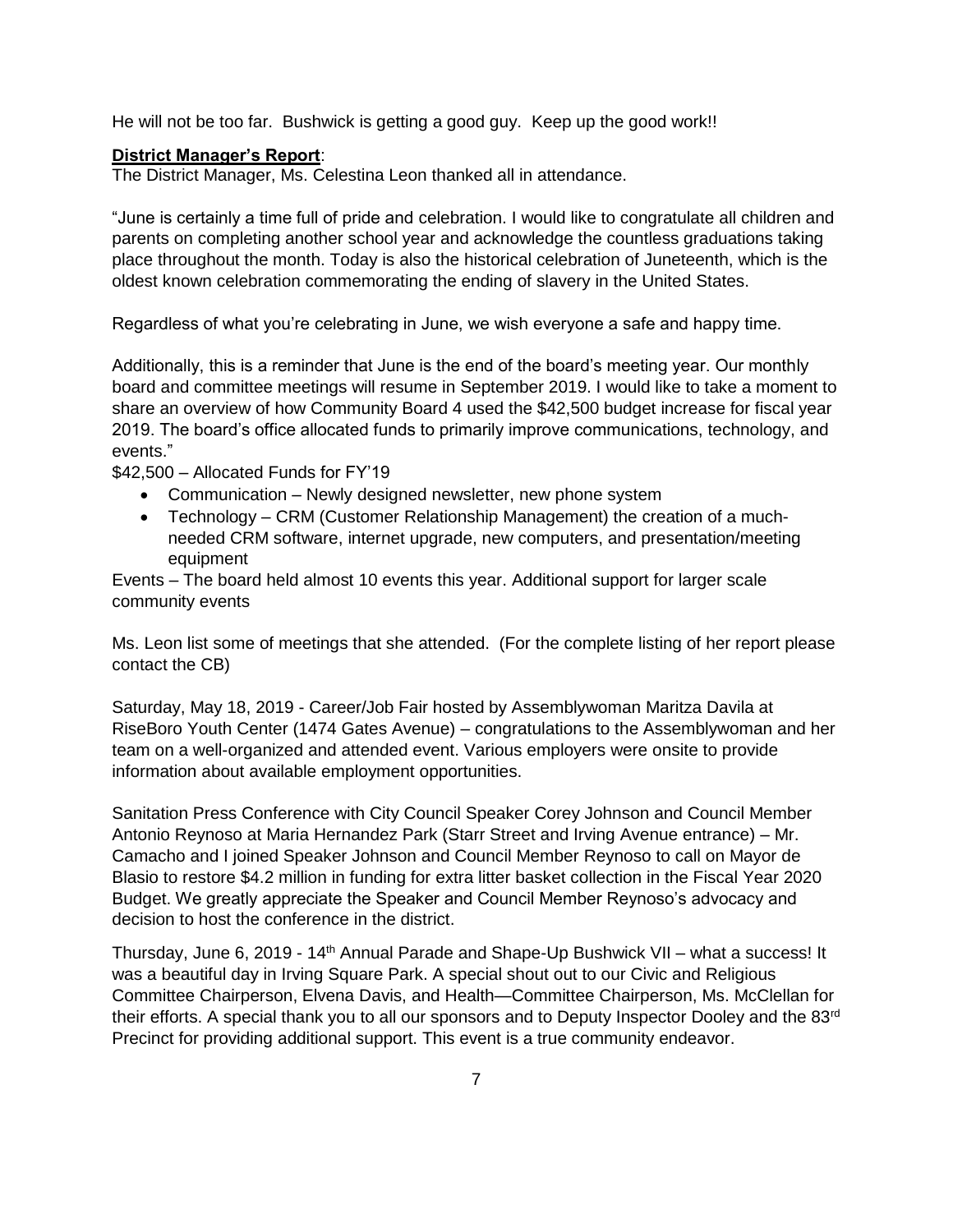He will not be too far.  Bushwick is getting a good guy.  Keep up the good work!!

**District Manager's Report**:

The District Manager, Ms. Celestina Leon thanked all in attendance.

"June is certainly a time full of pride and celebration. I would like to congratulate all children and parents on completing another school year and acknowledge the countless graduations taking place throughout the month. Today is also the historical celebration of Juneteenth, which is the oldest known celebration commemorating the ending of slavery in the United States.

Regardless of what you're celebrating in June, we wish everyone a safe and happy time.

Additionally, this is a reminder that June is the end of the board's meeting year. Our monthly board and committee meetings will resume in September 2019. I would like to take a moment to share an overview of how Community Board 4 used the $42,500 budget increase for fiscal year 2019. The board's office allocated funds to primarily improve communications, technology, and events."

$42,500 – Allocated Funds for FY'19

- Communication – Newly designed newsletter, new phone system
- Technology – CRM (Customer Relationship Management) the creation of a much-needed CRM software, internet upgrade, new computers, and presentation/meeting equipment

Events – The board held almost 10 events this year. Additional support for larger scale community events

Ms. Leon list some of meetings that she attended.  (For the complete listing of her report please contact the CB)

Saturday, May 18, 2019 - Career/Job Fair hosted by Assemblywoman Maritza Davila at RiseBoro Youth Center (1474 Gates Avenue) – congratulations to the Assemblywoman and her team on a well-organized and attended event. Various employers were onsite to provide information about available employment opportunities.

Sanitation Press Conference with City Council Speaker Corey Johnson and Council Member Antonio Reynoso at Maria Hernandez Park (Starr Street and Irving Avenue entrance) – Mr. Camacho and I joined Speaker Johnson and Council Member Reynoso to call on Mayor de Blasio to restore $4.2 million in funding for extra litter basket collection in the Fiscal Year 2020 Budget. We greatly appreciate the Speaker and Council Member Reynoso's advocacy and decision to host the conference in the district.

Thursday, June 6, 2019 - 14th Annual Parade and Shape-Up Bushwick VII – what a success! It was a beautiful day in Irving Square Park. A special shout out to our Civic and Religious Committee Chairperson, Elvena Davis, and Health—Committee Chairperson, Ms. McClellan for their efforts. A special thank you to all our sponsors and to Deputy Inspector Dooley and the 83rd Precinct for providing additional support. This event is a true community endeavor.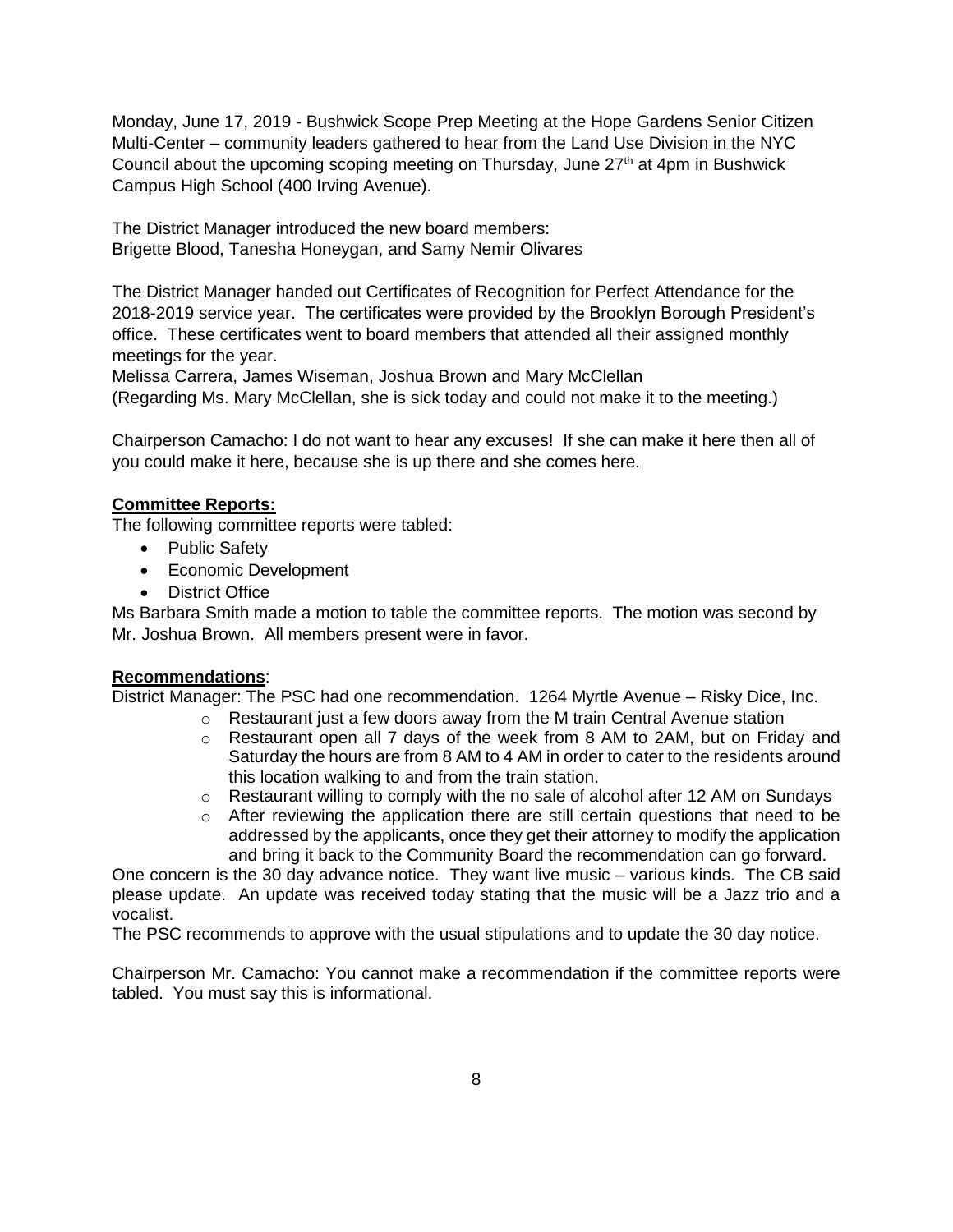Monday, June 17, 2019 - Bushwick Scope Prep Meeting at the Hope Gardens Senior Citizen Multi-Center – community leaders gathered to hear from the Land Use Division in the NYC Council about the upcoming scoping meeting on Thursday, June 27th at 4pm in Bushwick Campus High School (400 Irving Avenue).

The District Manager introduced the new board members:
Brigette Blood, Tanesha Honeygan, and Samy Nemir Olivares

The District Manager handed out Certificates of Recognition for Perfect Attendance for the 2018-2019 service year. The certificates were provided by the Brooklyn Borough President's office. These certificates went to board members that attended all their assigned monthly meetings for the year.
Melissa Carrera, James Wiseman, Joshua Brown and Mary McClellan
(Regarding Ms. Mary McClellan, she is sick today and could not make it to the meeting.)

Chairperson Camacho: I do not want to hear any excuses! If she can make it here then all of you could make it here, because she is up there and she comes here.

**Committee Reports:**
The following committee reports were tabled:

- Public Safety
- Economic Development
- District Office

Ms Barbara Smith made a motion to table the committee reports. The motion was second by Mr. Joshua Brown. All members present were in favor.

**Recommendations**:
District Manager: The PSC had one recommendation. 1264 Myrtle Avenue – Risky Dice, Inc.

- Restaurant just a few doors away from the M train Central Avenue station
- Restaurant open all 7 days of the week from 8 AM to 2AM, but on Friday and Saturday the hours are from 8 AM to 4 AM in order to cater to the residents around this location walking to and from the train station.
- Restaurant willing to comply with the no sale of alcohol after 12 AM on Sundays
- After reviewing the application there are still certain questions that need to be addressed by the applicants, once they get their attorney to modify the application and bring it back to the Community Board the recommendation can go forward.

One concern is the 30 day advance notice. They want live music – various kinds. The CB said please update. An update was received today stating that the music will be a Jazz trio and a vocalist.
The PSC recommends to approve with the usual stipulations and to update the 30 day notice.

Chairperson Mr. Camacho: You cannot make a recommendation if the committee reports were tabled. You must say this is informational.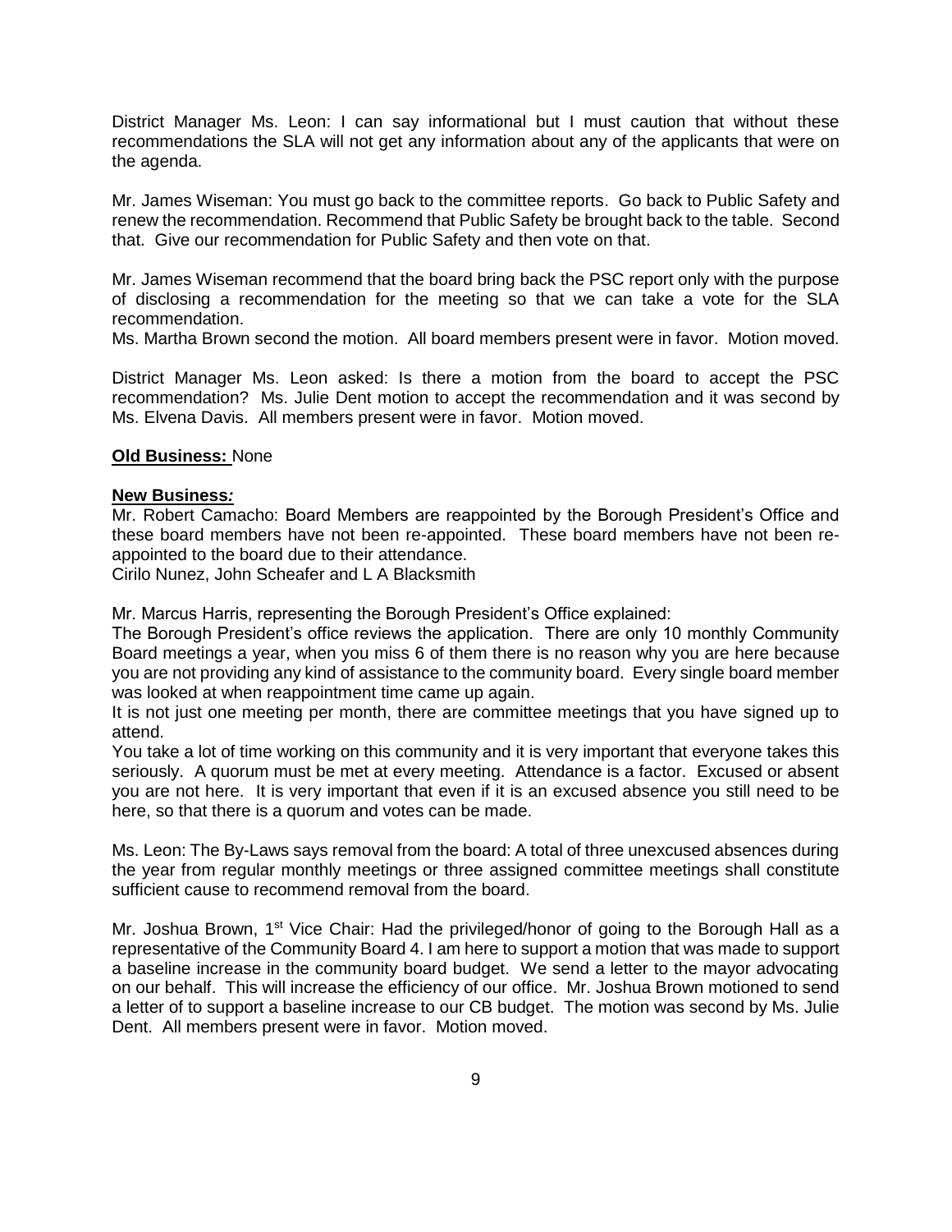District Manager Ms. Leon: I can say informational but I must caution that without these recommendations the SLA will not get any information about any of the applicants that were on the agenda.

Mr. James Wiseman: You must go back to the committee reports. Go back to Public Safety and renew the recommendation. Recommend that Public Safety be brought back to the table. Second that. Give our recommendation for Public Safety and then vote on that.

Mr. James Wiseman recommend that the board bring back the PSC report only with the purpose of disclosing a recommendation for the meeting so that we can take a vote for the SLA recommendation.
Ms. Martha Brown second the motion. All board members present were in favor. Motion moved.

District Manager Ms. Leon asked: Is there a motion from the board to accept the PSC recommendation? Ms. Julie Dent motion to accept the recommendation and it was second by Ms. Elvena Davis. All members present were in favor. Motion moved.

**Old Business:** None

**New Business:**
Mr. Robert Camacho: Board Members are reappointed by the Borough President's Office and these board members have not been re-appointed. These board members have not been re-appointed to the board due to their attendance.
Cirilo Nunez, John Scheafer and L A Blacksmith

Mr. Marcus Harris, representing the Borough President's Office explained:
The Borough President's office reviews the application. There are only 10 monthly Community Board meetings a year, when you miss 6 of them there is no reason why you are here because you are not providing any kind of assistance to the community board. Every single board member was looked at when reappointment time came up again.
It is not just one meeting per month, there are committee meetings that you have signed up to attend.
You take a lot of time working on this community and it is very important that everyone takes this seriously. A quorum must be met at every meeting. Attendance is a factor. Excused or absent you are not here. It is very important that even if it is an excused absence you still need to be here, so that there is a quorum and votes can be made.

Ms. Leon: The By-Laws says removal from the board: A total of three unexcused absences during the year from regular monthly meetings or three assigned committee meetings shall constitute sufficient cause to recommend removal from the board.

Mr. Joshua Brown, 1st Vice Chair: Had the privileged/honor of going to the Borough Hall as a representative of the Community Board 4. I am here to support a motion that was made to support a baseline increase in the community board budget. We send a letter to the mayor advocating on our behalf. This will increase the efficiency of our office. Mr. Joshua Brown motioned to send a letter of to support a baseline increase to our CB budget. The motion was second by Ms. Julie Dent. All members present were in favor. Motion moved.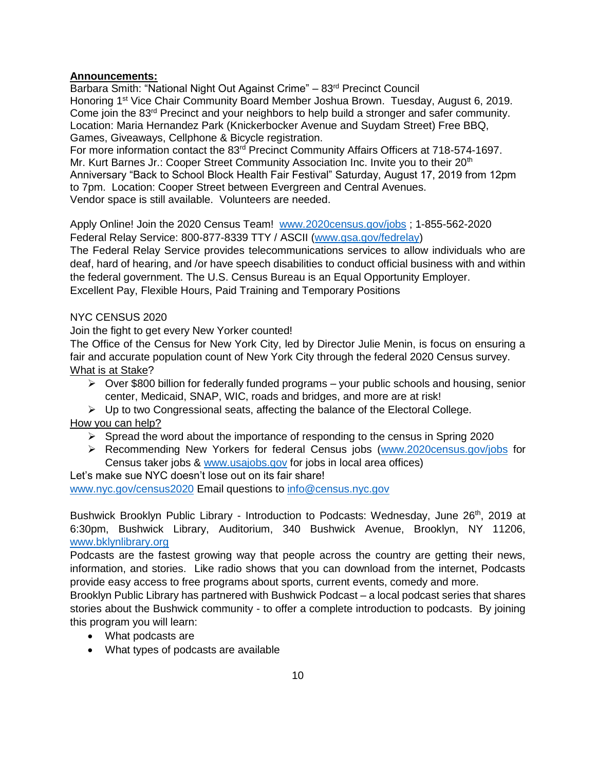**Announcements:**

Barbara Smith: "National Night Out Against Crime" – 83rd Precinct Council
Honoring 1st Vice Chair Community Board Member Joshua Brown. Tuesday, August 6, 2019. Come join the 83rd Precinct and your neighbors to help build a stronger and safer community. Location: Maria Hernandez Park (Knickerbocker Avenue and Suydam Street) Free BBQ, Games, Giveaways, Cellphone & Bicycle registration.
For more information contact the 83rd Precinct Community Affairs Officers at 718-574-1697.
Mr. Kurt Barnes Jr.: Cooper Street Community Association Inc. Invite you to their 20th Anniversary "Back to School Block Health Fair Festival" Saturday, August 17, 2019 from 12pm to 7pm. Location: Cooper Street between Evergreen and Central Avenues.
Vendor space is still available. Volunteers are needed.

Apply Online! Join the 2020 Census Team! www.2020census.gov/jobs ; 1-855-562-2020
Federal Relay Service: 800-877-8339 TTY / ASCII (www.gsa.gov/fedrelay)
The Federal Relay Service provides telecommunications services to allow individuals who are deaf, hard of hearing, and /or have speech disabilities to conduct official business with and within the federal government. The U.S. Census Bureau is an Equal Opportunity Employer.
Excellent Pay, Flexible Hours, Paid Training and Temporary Positions

NYC CENSUS 2020
Join the fight to get every New Yorker counted!
The Office of the Census for New York City, led by Director Julie Menin, is focus on ensuring a fair and accurate population count of New York City through the federal 2020 Census survey.
What is at Stake?

- Over $800 billion for federally funded programs – your public schools and housing, senior center, Medicaid, SNAP, WIC, roads and bridges, and more are at risk!
- Up to two Congressional seats, affecting the balance of the Electoral College.

How you can help?

- Spread the word about the importance of responding to the census in Spring 2020
- Recommending New Yorkers for federal Census jobs (www.2020census.gov/jobs for Census taker jobs & www.usajobs.gov for jobs in local area offices)

Let's make sue NYC doesn't lose out on its fair share!
www.nyc.gov/census2020 Email questions to info@census.nyc.gov

Bushwick Brooklyn Public Library - Introduction to Podcasts: Wednesday, June 26th, 2019 at 6:30pm, Bushwick Library, Auditorium, 340 Bushwick Avenue, Brooklyn, NY 11206, www.bklynlibrary.org
Podcasts are the fastest growing way that people across the country are getting their news, information, and stories. Like radio shows that you can download from the internet, Podcasts provide easy access to free programs about sports, current events, comedy and more.
Brooklyn Public Library has partnered with Bushwick Podcast – a local podcast series that shares stories about the Bushwick community - to offer a complete introduction to podcasts. By joining this program you will learn:

- What podcasts are
- What types of podcasts are available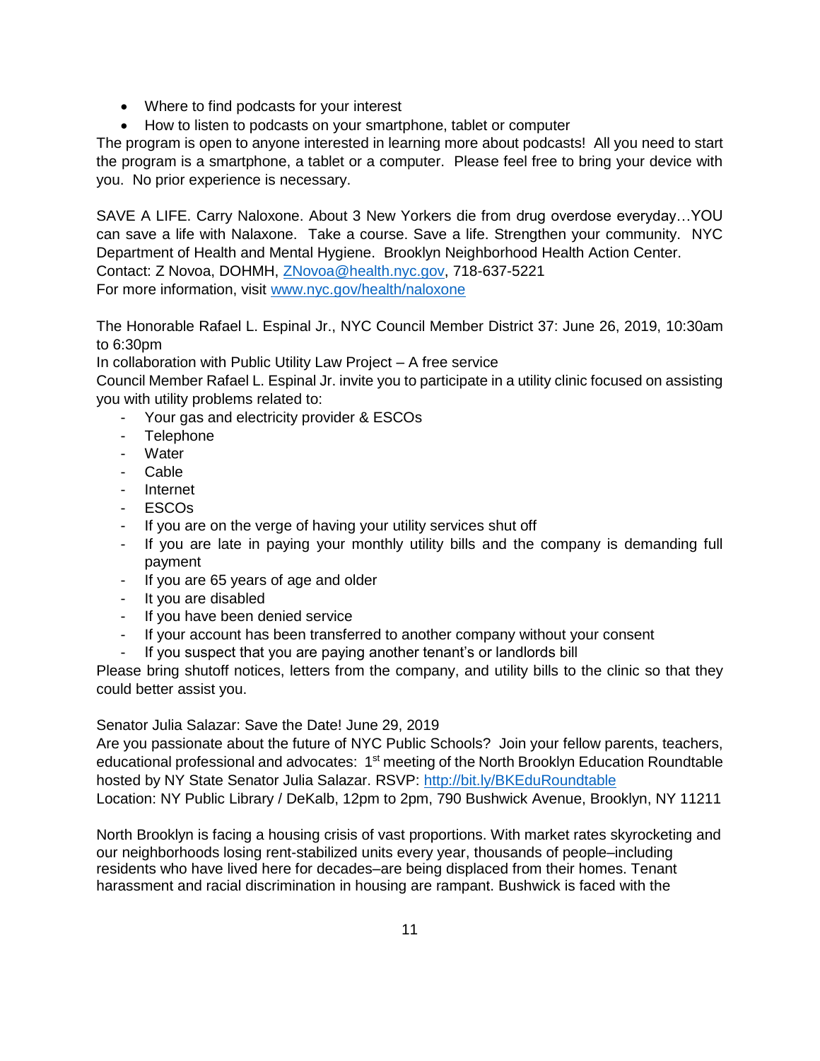- Where to find podcasts for your interest
- How to listen to podcasts on your smartphone, tablet or computer

The program is open to anyone interested in learning more about podcasts! All you need to start the program is a smartphone, a tablet or a computer. Please feel free to bring your device with you. No prior experience is necessary.

SAVE A LIFE. Carry Naloxone. About 3 New Yorkers die from drug overdose everyday…YOU can save a life with Nalaxone. Take a course. Save a life. Strengthen your community. NYC Department of Health and Mental Hygiene. Brooklyn Neighborhood Health Action Center.
Contact: Z Novoa, DOHMH, ZNovoa@health.nyc.gov, 718-637-5221
For more information, visit www.nyc.gov/health/naloxone

The Honorable Rafael L. Espinal Jr., NYC Council Member District 37: June 26, 2019, 10:30am to 6:30pm
In collaboration with Public Utility Law Project – A free service
Council Member Rafael L. Espinal Jr. invite you to participate in a utility clinic focused on assisting you with utility problems related to:

- Your gas and electricity provider & ESCOs
- Telephone
- Water
- Cable
- Internet
- ESCOs
- If you are on the verge of having your utility services shut off
- If you are late in paying your monthly utility bills and the company is demanding full payment
- If you are 65 years of age and older
- It you are disabled
- If you have been denied service
- If your account has been transferred to another company without your consent
- If you suspect that you are paying another tenant's or landlords bill

Please bring shutoff notices, letters from the company, and utility bills to the clinic so that they could better assist you.

Senator Julia Salazar: Save the Date! June 29, 2019
Are you passionate about the future of NYC Public Schools? Join your fellow parents, teachers, educational professional and advocates: 1st meeting of the North Brooklyn Education Roundtable hosted by NY State Senator Julia Salazar. RSVP: http://bit.ly/BKEduRoundtable
Location: NY Public Library / DeKalb, 12pm to 2pm, 790 Bushwick Avenue, Brooklyn, NY 11211

North Brooklyn is facing a housing crisis of vast proportions. With market rates skyrocketing and our neighborhoods losing rent-stabilized units every year, thousands of people–including residents who have lived here for decades–are being displaced from their homes. Tenant harassment and racial discrimination in housing are rampant. Bushwick is faced with the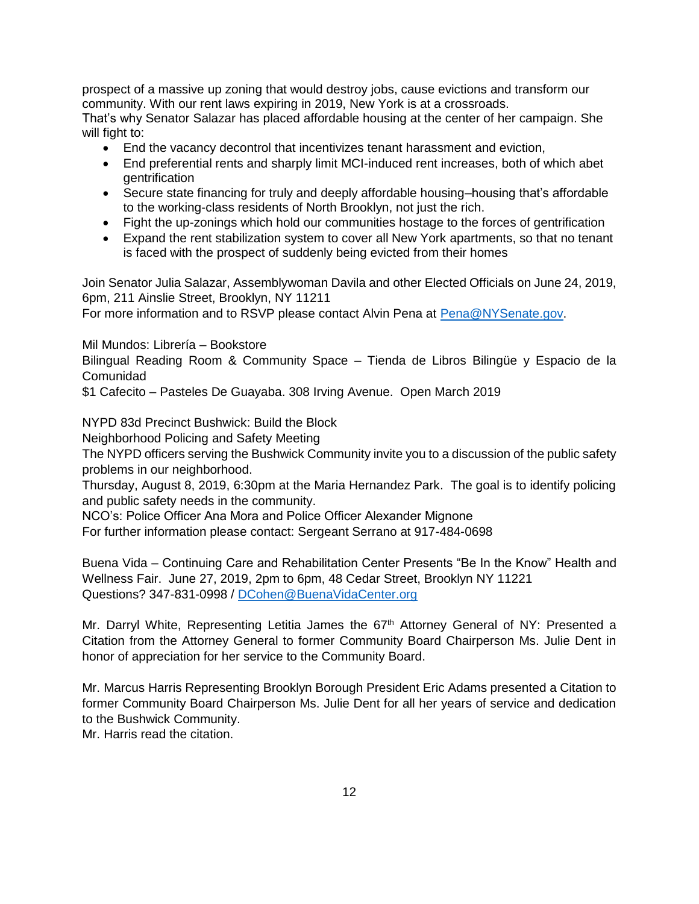prospect of a massive up zoning that would destroy jobs, cause evictions and transform our community. With our rent laws expiring in 2019, New York is at a crossroads.
That's why Senator Salazar has placed affordable housing at the center of her campaign. She will fight to:

- End the vacancy decontrol that incentivizes tenant harassment and eviction,
- End preferential rents and sharply limit MCI-induced rent increases, both of which abet gentrification
- Secure state financing for truly and deeply affordable housing–housing that's affordable to the working-class residents of North Brooklyn, not just the rich.
- Fight the up-zonings which hold our communities hostage to the forces of gentrification
- Expand the rent stabilization system to cover all New York apartments, so that no tenant is faced with the prospect of suddenly being evicted from their homes

Join Senator Julia Salazar, Assemblywoman Davila and other Elected Officials on June 24, 2019, 6pm, 211 Ainslie Street, Brooklyn, NY 11211
For more information and to RSVP please contact Alvin Pena at Pena@NYSenate.gov.

Mil Mundos: Librería – Bookstore
Bilingual Reading Room & Community Space – Tienda de Libros Bilingüe y Espacio de la Comunidad
$1 Cafecito – Pasteles De Guayaba. 308 Irving Avenue. Open March 2019

NYPD 83d Precinct Bushwick: Build the Block
Neighborhood Policing and Safety Meeting
The NYPD officers serving the Bushwick Community invite you to a discussion of the public safety problems in our neighborhood.
Thursday, August 8, 2019, 6:30pm at the Maria Hernandez Park. The goal is to identify policing and public safety needs in the community.
NCO's: Police Officer Ana Mora and Police Officer Alexander Mignone
For further information please contact: Sergeant Serrano at 917-484-0698

Buena Vida – Continuing Care and Rehabilitation Center Presents "Be In the Know" Health and Wellness Fair. June 27, 2019, 2pm to 6pm, 48 Cedar Street, Brooklyn NY 11221
Questions? 347-831-0998 / DCohen@BuenaVidaCenter.org

Mr. Darryl White, Representing Letitia James the 67th Attorney General of NY: Presented a Citation from the Attorney General to former Community Board Chairperson Ms. Julie Dent in honor of appreciation for her service to the Community Board.

Mr. Marcus Harris Representing Brooklyn Borough President Eric Adams presented a Citation to former Community Board Chairperson Ms. Julie Dent for all her years of service and dedication to the Bushwick Community.
Mr. Harris read the citation.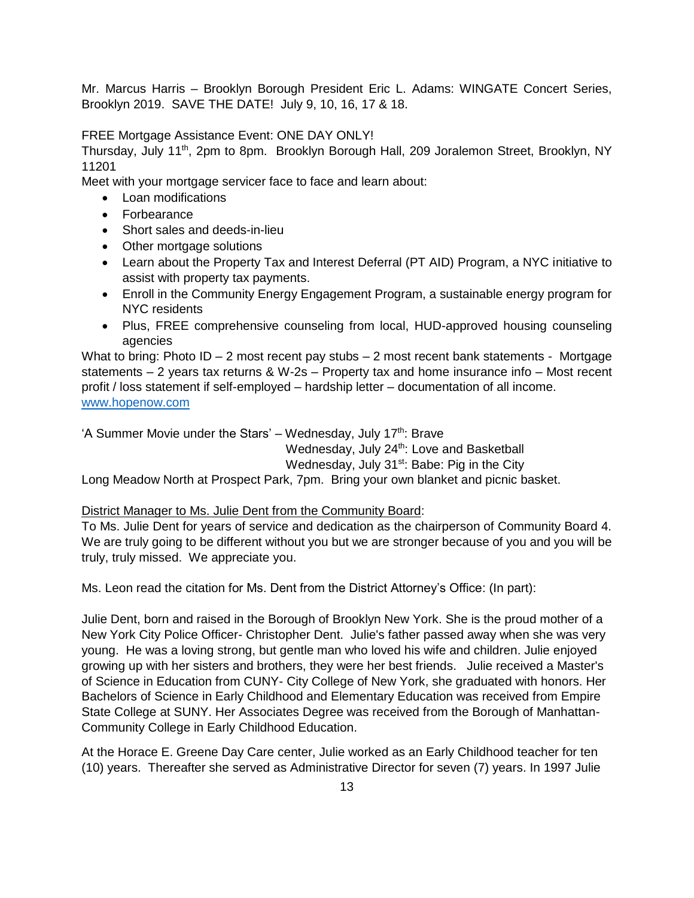Mr. Marcus Harris – Brooklyn Borough President Eric L. Adams: WINGATE Concert Series, Brooklyn 2019. SAVE THE DATE! July 9, 10, 16, 17 & 18.

FREE Mortgage Assistance Event: ONE DAY ONLY!
Thursday, July 11th, 2pm to 8pm. Brooklyn Borough Hall, 209 Joralemon Street, Brooklyn, NY 11201
Meet with your mortgage servicer face to face and learn about:

- Loan modifications
- Forbearance
- Short sales and deeds-in-lieu
- Other mortgage solutions
- Learn about the Property Tax and Interest Deferral (PT AID) Program, a NYC initiative to assist with property tax payments.
- Enroll in the Community Energy Engagement Program, a sustainable energy program for NYC residents
- Plus, FREE comprehensive counseling from local, HUD-approved housing counseling agencies

What to bring: Photo ID – 2 most recent pay stubs – 2 most recent bank statements - Mortgage statements – 2 years tax returns & W-2s – Property tax and home insurance info – Most recent profit / loss statement if self-employed – hardship letter – documentation of all income.
[www.hopenow.com](www.hopenow.com)

'A Summer Movie under the Stars' – Wednesday, July 17th: Brave
Wednesday, July 24th: Love and Basketball
Wednesday, July 31st: Babe: Pig in the City
Long Meadow North at Prospect Park, 7pm. Bring your own blanket and picnic basket.

<u>District Manager to Ms. Julie Dent from the Community Board</u>:
To Ms. Julie Dent for years of service and dedication as the chairperson of Community Board 4. We are truly going to be different without you but we are stronger because of you and you will be truly, truly missed. We appreciate you.

Ms. Leon read the citation for Ms. Dent from the District Attorney's Office: (In part):

Julie Dent, born and raised in the Borough of Brooklyn New York. She is the proud mother of a New York City Police Officer- Christopher Dent. Julie's father passed away when she was very young. He was a loving strong, but gentle man who loved his wife and children. Julie enjoyed growing up with her sisters and brothers, they were her best friends. Julie received a Master's of Science in Education from CUNY- City College of New York, she graduated with honors. Her Bachelors of Science in Early Childhood and Elementary Education was received from Empire State College at SUNY. Her Associates Degree was received from the Borough of Manhattan-Community College in Early Childhood Education.

At the Horace E. Greene Day Care center, Julie worked as an Early Childhood teacher for ten (10) years. Thereafter she served as Administrative Director for seven (7) years. In 1997 Julie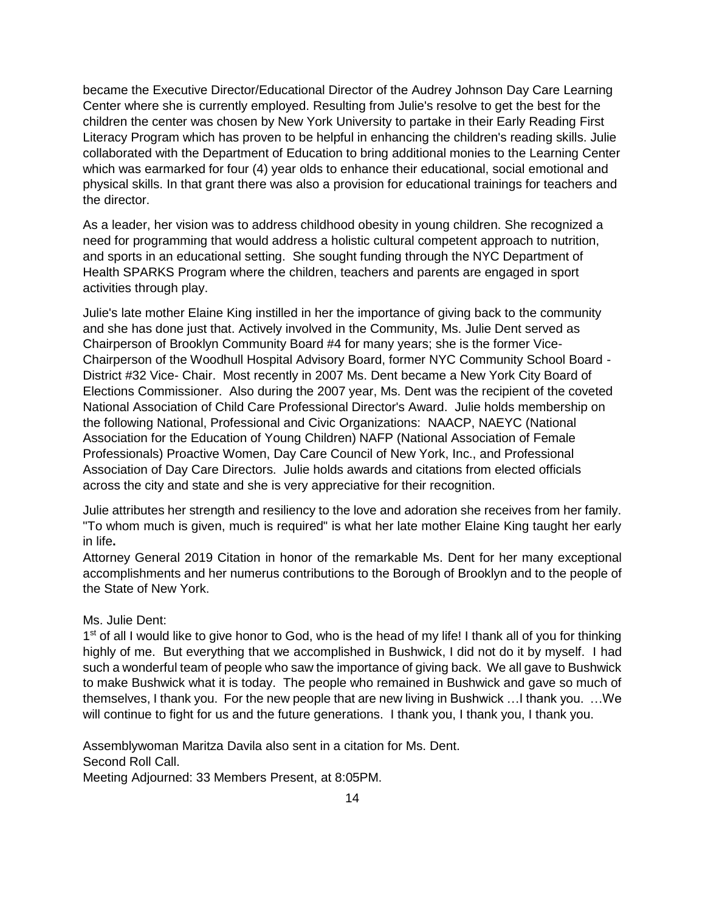became the Executive Director/Educational Director of the Audrey Johnson Day Care Learning Center where she is currently employed. Resulting from Julie's resolve to get the best for the children the center was chosen by New York University to partake in their Early Reading First Literacy Program which has proven to be helpful in enhancing the children's reading skills. Julie collaborated with the Department of Education to bring additional monies to the Learning Center which was earmarked for four (4) year olds to enhance their educational, social emotional and physical skills. In that grant there was also a provision for educational trainings for teachers and the director.

As a leader, her vision was to address childhood obesity in young children. She recognized a need for programming that would address a holistic cultural competent approach to nutrition, and sports in an educational setting. She sought funding through the NYC Department of Health SPARKS Program where the children, teachers and parents are engaged in sport activities through play.

Julie's late mother Elaine King instilled in her the importance of giving back to the community and she has done just that. Actively involved in the Community, Ms. Julie Dent served as Chairperson of Brooklyn Community Board #4 for many years; she is the former Vice-Chairperson of the Woodhull Hospital Advisory Board, former NYC Community School Board - District #32 Vice- Chair. Most recently in 2007 Ms. Dent became a New York City Board of Elections Commissioner. Also during the 2007 year, Ms. Dent was the recipient of the coveted National Association of Child Care Professional Director's Award. Julie holds membership on the following National, Professional and Civic Organizations: NAACP, NAEYC (National Association for the Education of Young Children) NAFP (National Association of Female Professionals) Proactive Women, Day Care Council of New York, Inc., and Professional Association of Day Care Directors. Julie holds awards and citations from elected officials across the city and state and she is very appreciative for their recognition.

Julie attributes her strength and resiliency to the love and adoration she receives from her family. "To whom much is given, much is required" is what her late mother Elaine King taught her early in life**.**
Attorney General 2019 Citation in honor of the remarkable Ms. Dent for her many exceptional accomplishments and her numerus contributions to the Borough of Brooklyn and to the people of the State of New York.

Ms. Julie Dent:
1st of all I would like to give honor to God, who is the head of my life! I thank all of you for thinking highly of me. But everything that we accomplished in Bushwick, I did not do it by myself. I had such a wonderful team of people who saw the importance of giving back. We all gave to Bushwick to make Bushwick what it is today. The people who remained in Bushwick and gave so much of themselves, I thank you. For the new people that are new living in Bushwick …I thank you. …We will continue to fight for us and the future generations. I thank you, I thank you, I thank you.

Assemblywoman Maritza Davila also sent in a citation for Ms. Dent.
Second Roll Call.
Meeting Adjourned: 33 Members Present, at 8:05PM.